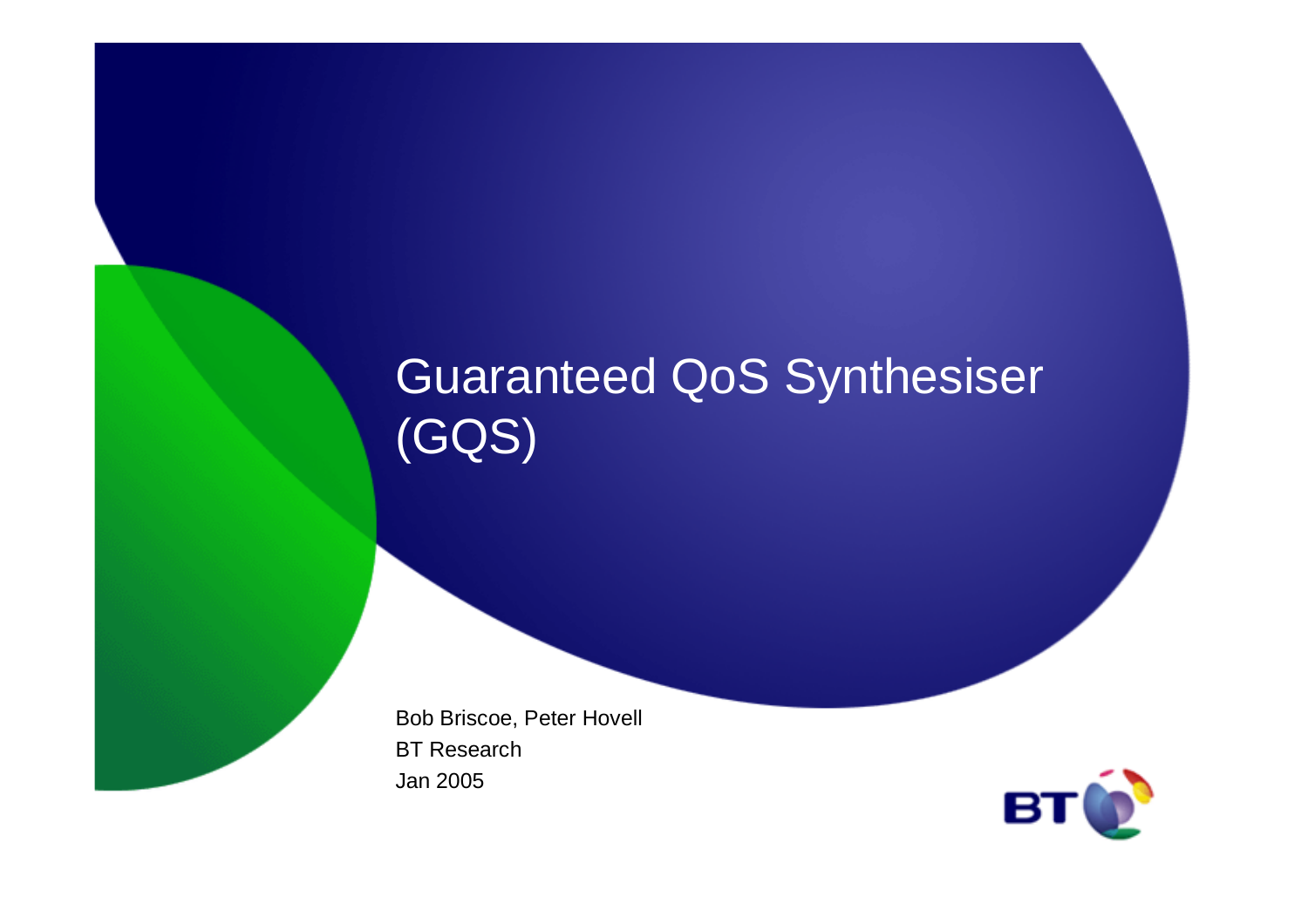# Guaranteed QoS Synthesiser (GQS)

Bob Briscoe, Peter Hovell

BT Research

Jan 2005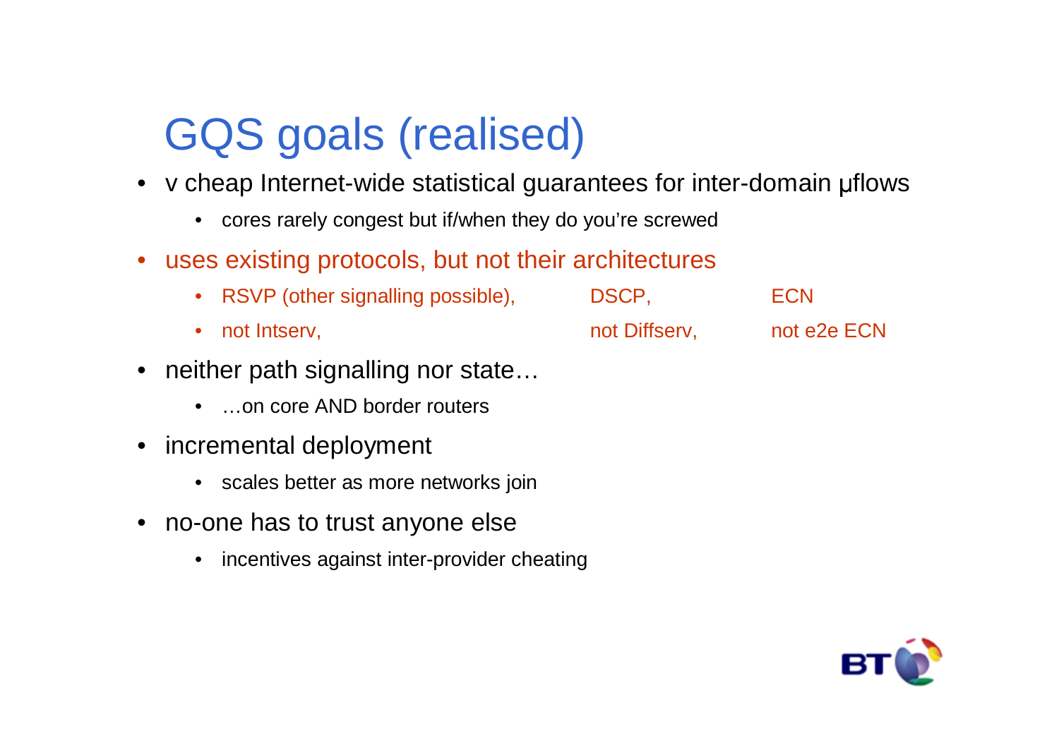# GQS goals (realised)

- v cheap Internet-wide statistical guarantees for inter-domain μflows
  - cores rarely congest but if/when they do you're screwed
- uses existing protocols, but not their architectures
  - RSVP (other signalling possible), DSCP, ECN
  - not Intserv, not Diffserv, not e2e ECN
- neither path signalling nor state…
  - …on core AND border routers
- incremental deployment
  - scales better as more networks join
- no-one has to trust anyone else
  - incentives against inter-provider cheating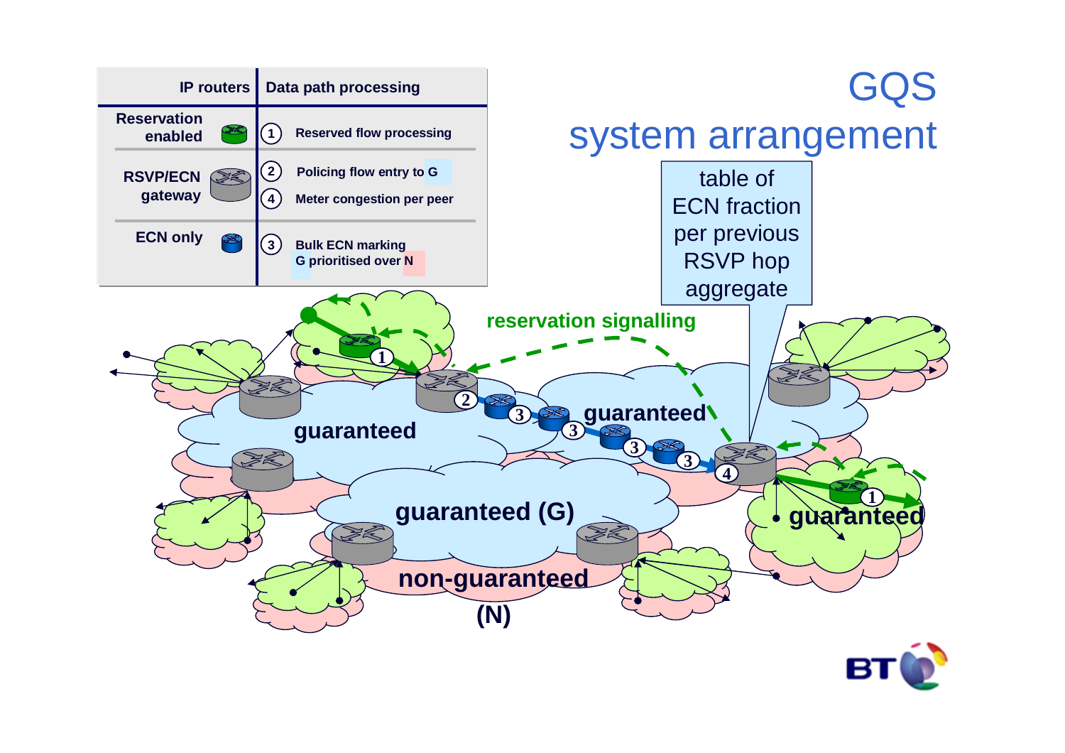# GQS system arrangement

| IP routers | | Data path processing |
| --- | --- | --- |
| Reservation enabled | 1 | Reserved flow processing |
| RSVP/ECN gateway | 2 | Policing flow entry to G |
| | 4 | Meter congestion per peer |
| ECN only | 3 | Bulk ECN marking G prioritised over N |

table of ECN fraction per previous RSVP hop aggregate

reservation signalling

guaranteed

guaranteed

guaranteed (G)

guaranteed

non-guaranteed (N)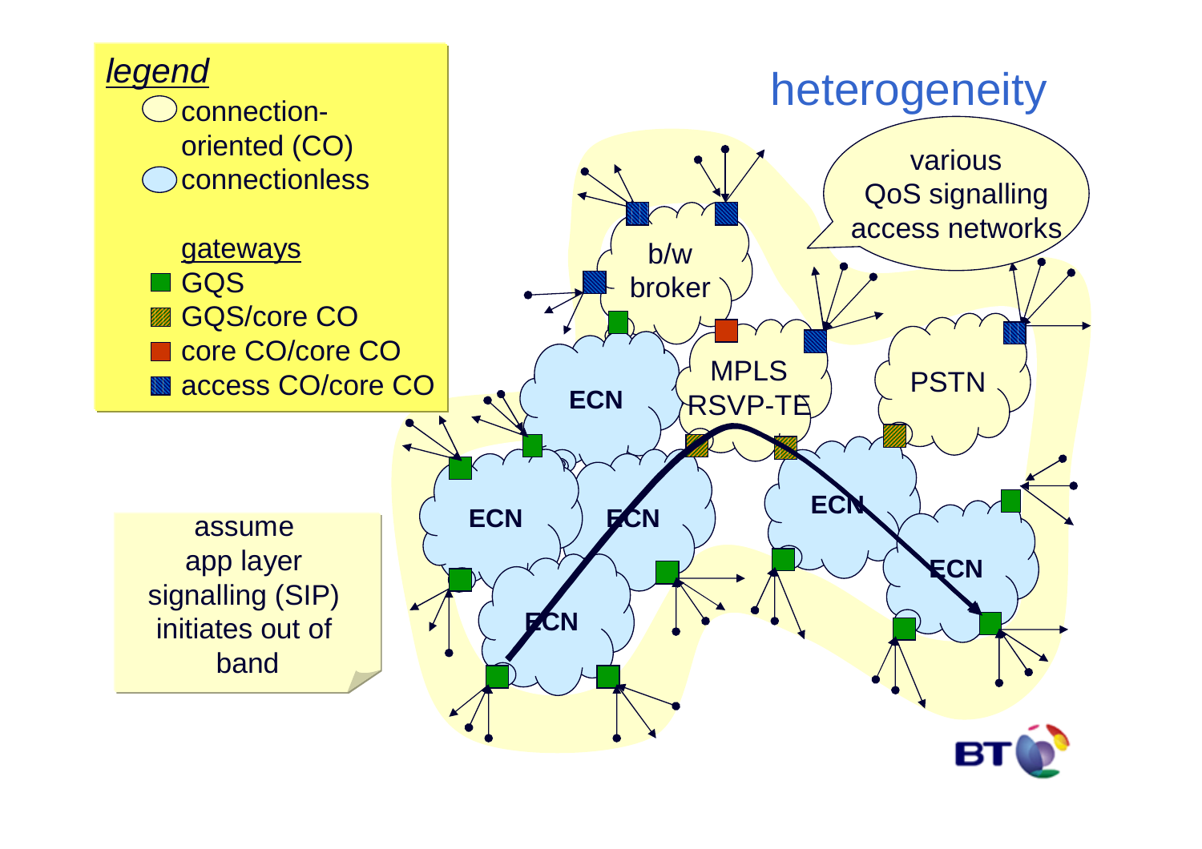# heterogeneity

*legend*

- connection-oriented (CO)
- connectionless

gateways

- GQS
- GQS/core CO
- core CO/core CO
- access CO/core CO

various QoS signalling access networks

b/w broker

MPLS RSVP-TE

PSTN

ECN

ECN

ECN

ECN

ECN

ECN

assume app layer signalling (SIP) initiates out of band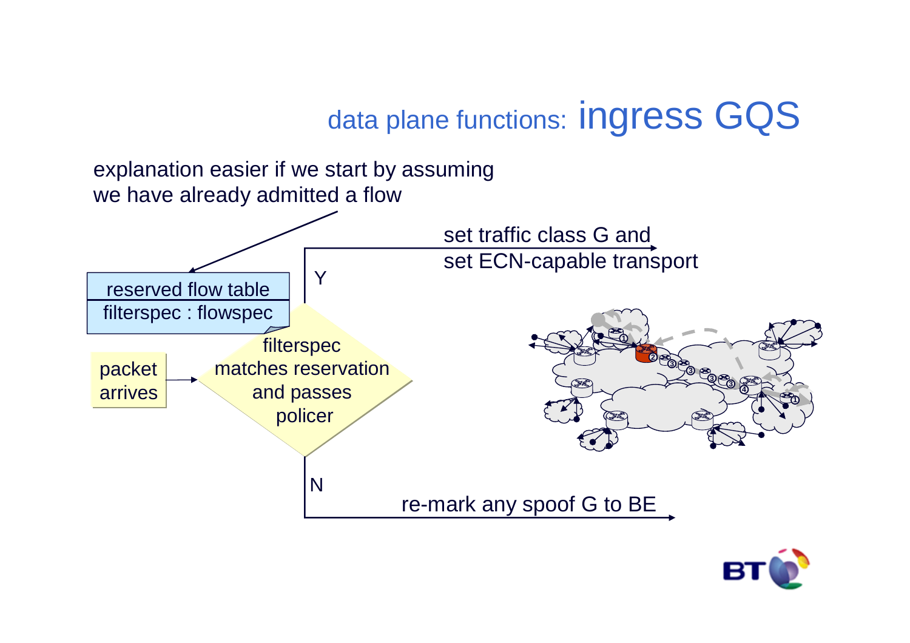# data plane functions: ingress GQS

explanation easier if we start by assuming we have already admitted a flow

| reserved flow table |
| --- |
| filterspec : flowspec |

packet arrives → filterspec matches reservation and passes policer

Y: set traffic class G and set ECN-capable transport

N: re-mark any spoof G to BE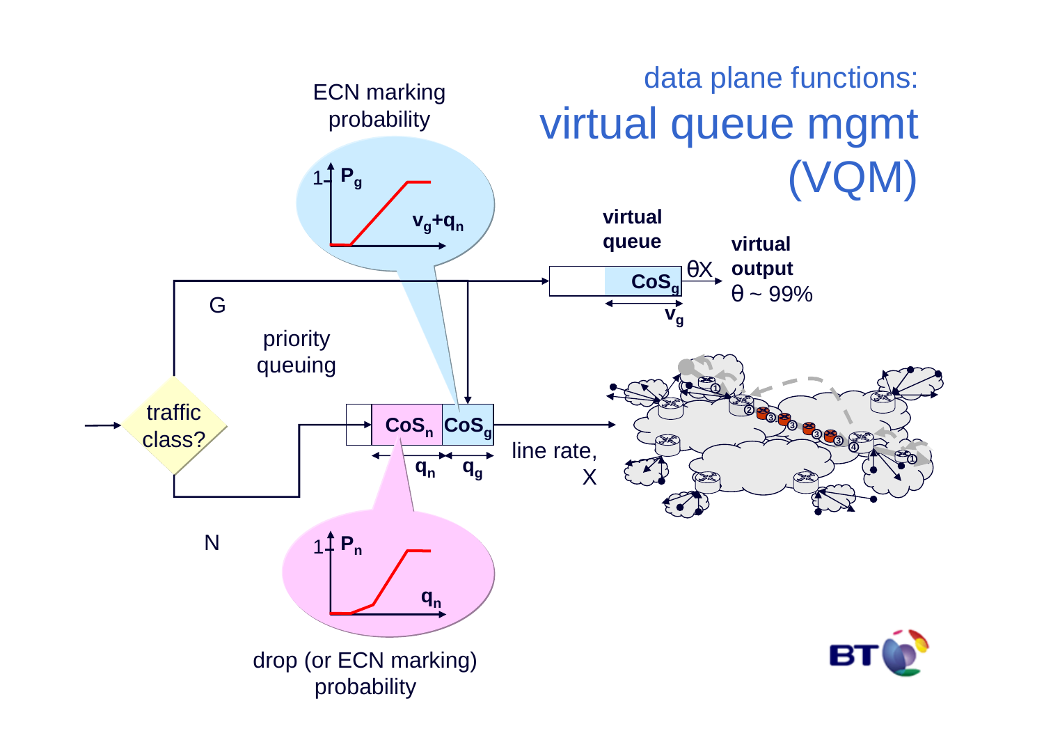## data plane functions:

# virtual queue mgmt (VQM)

ECN marking probability

$P_g$

$v_g+q_n$

virtual queue

$CoS_g$

$\theta X$

virtual output $\theta \sim 99\%$

$v_g$

G

priority queuing

traffic class?

$CoS_n$ $CoS_g$

$q_n$ $q_g$

line rate, X

N

$P_n$

$q_n$

drop (or ECN marking) probability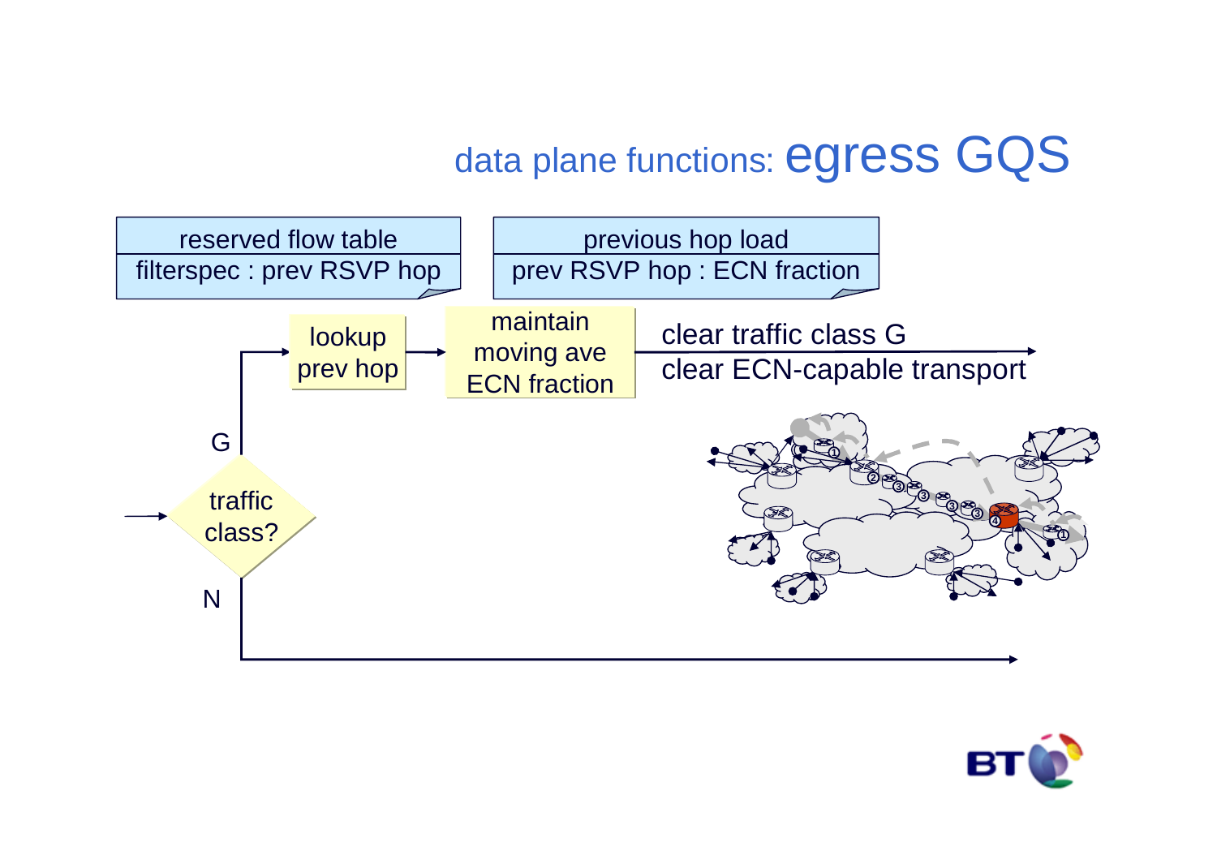# data plane functions: egress GQS

| reserved flow table |
| --- |
| filterspec : prev RSVP hop |

| previous hop load |
| --- |
| prev RSVP hop : ECN fraction |

traffic class?

G → lookup prev hop → maintain moving ave ECN fraction → clear traffic class G, clear ECN-capable transport

N →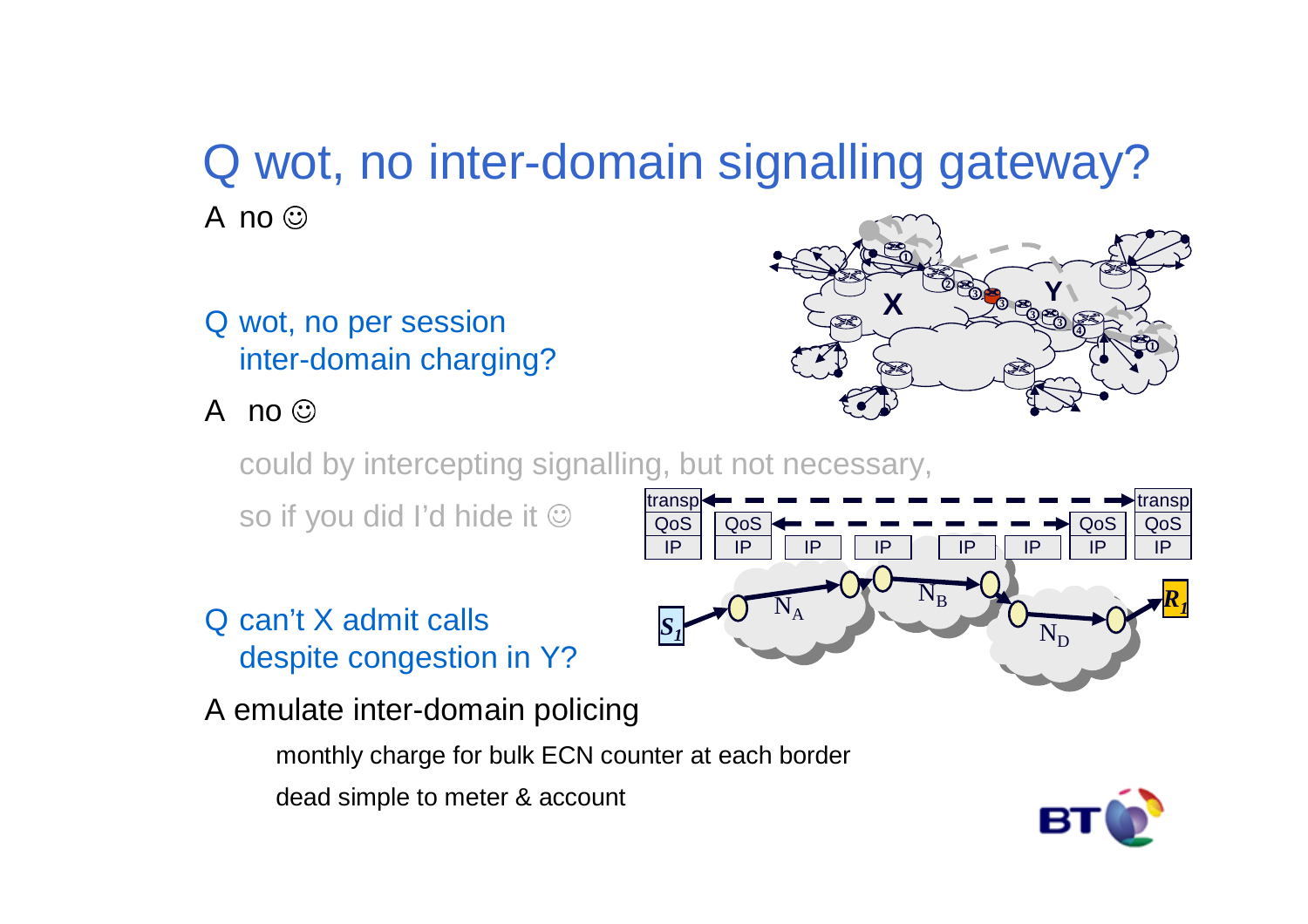# Q wot, no inter-domain signalling gateway?

A no ☺

Q wot, no per session inter-domain charging?

A no ☺

could by intercepting signalling, but not necessary,

so if you did I'd hide it ☺

Q can't X admit calls despite congestion in Y?

A emulate inter-domain policing

- monthly charge for bulk ECN counter at each border
- dead simple to meter & account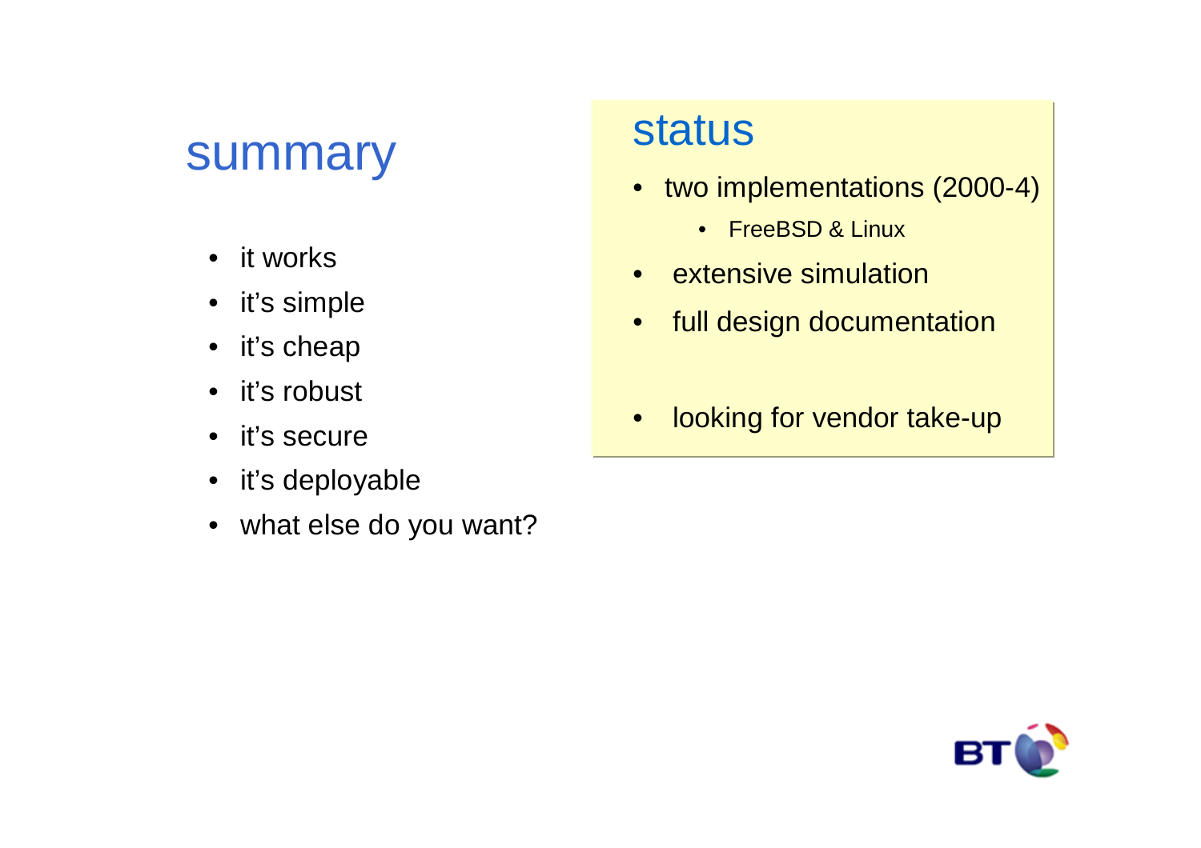## summary

- it works
- it's simple
- it's cheap
- it's robust
- it's secure
- it's deployable
- what else do you want?

## status

- two implementations (2000-4)
  - FreeBSD & Linux
- extensive simulation
- full design documentation
- looking for vendor take-up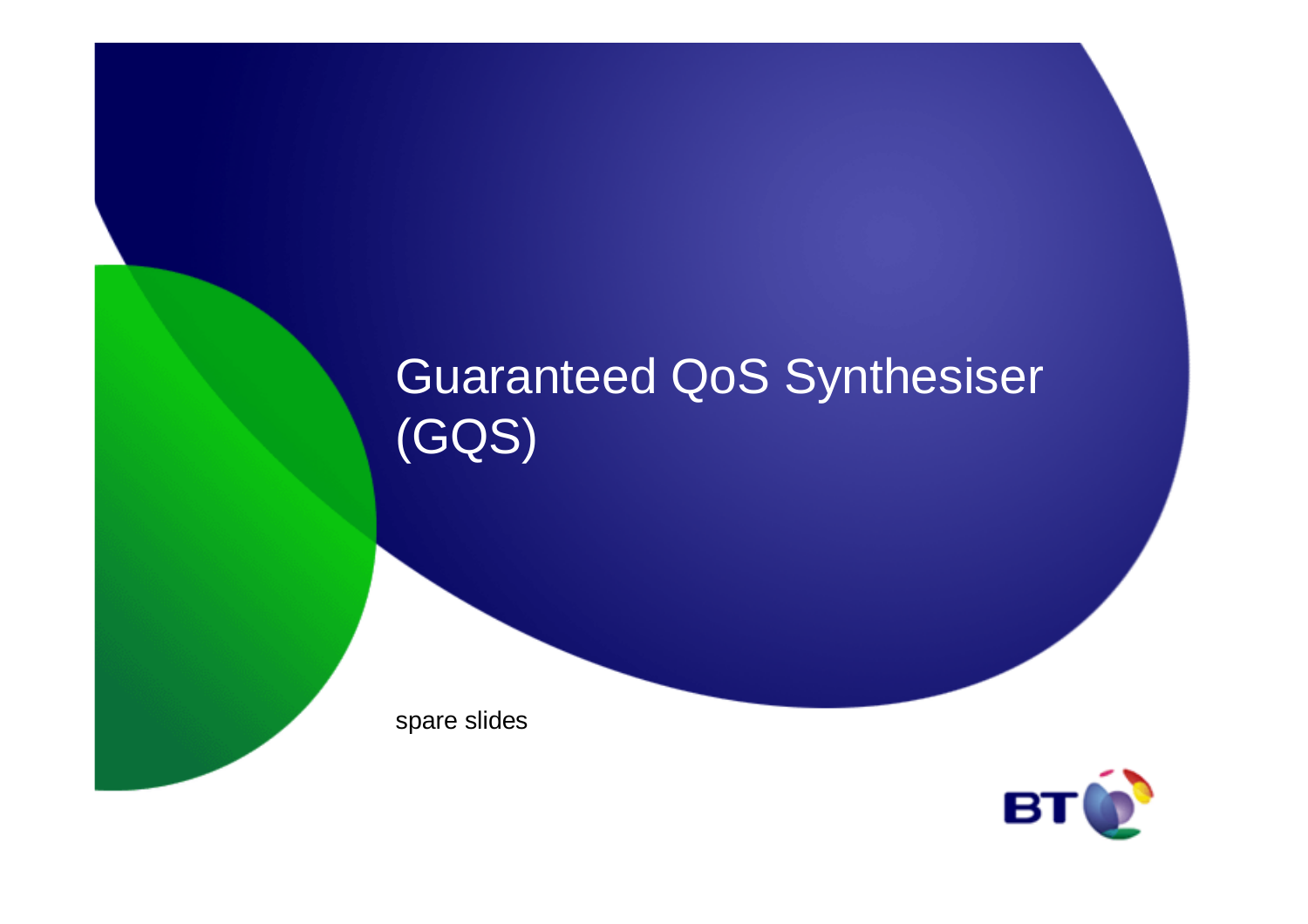# Guaranteed QoS Synthesiser (GQS)

spare slides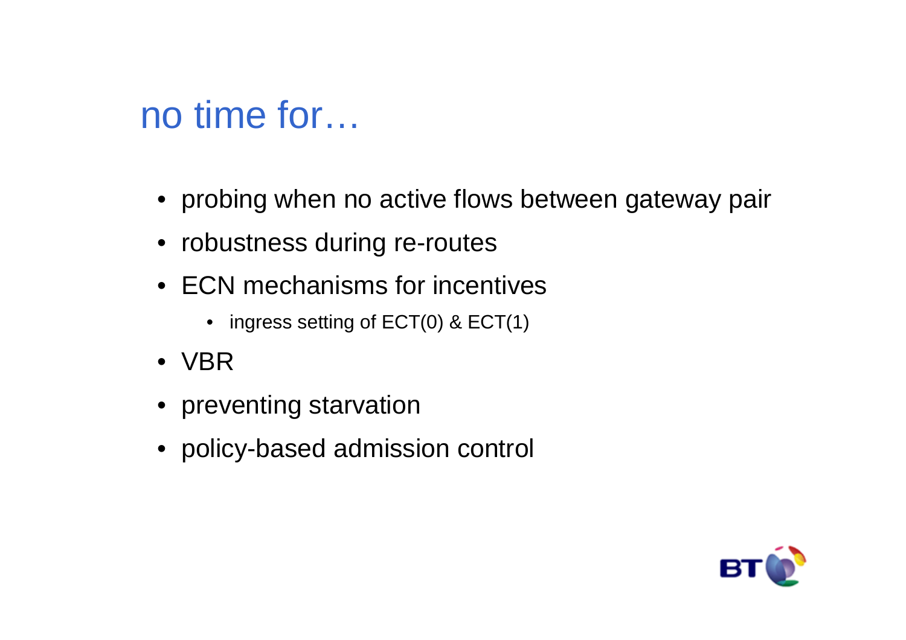# no time for…

- probing when no active flows between gateway pair
- robustness during re-routes
- ECN mechanisms for incentives
  - ingress setting of ECT(0) & ECT(1)
- VBR
- preventing starvation
- policy-based admission control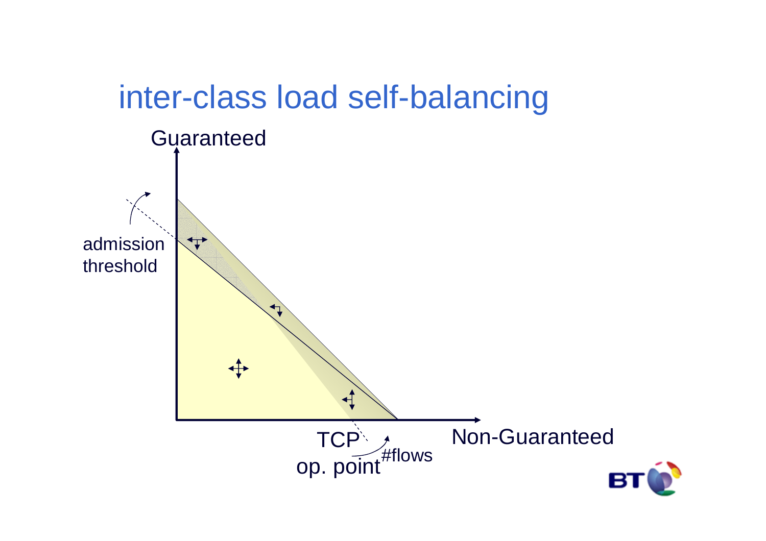# inter-class load self-balancing

Guaranteed

admission
threshold

TCP
op. point

#flows

Non-Guaranteed